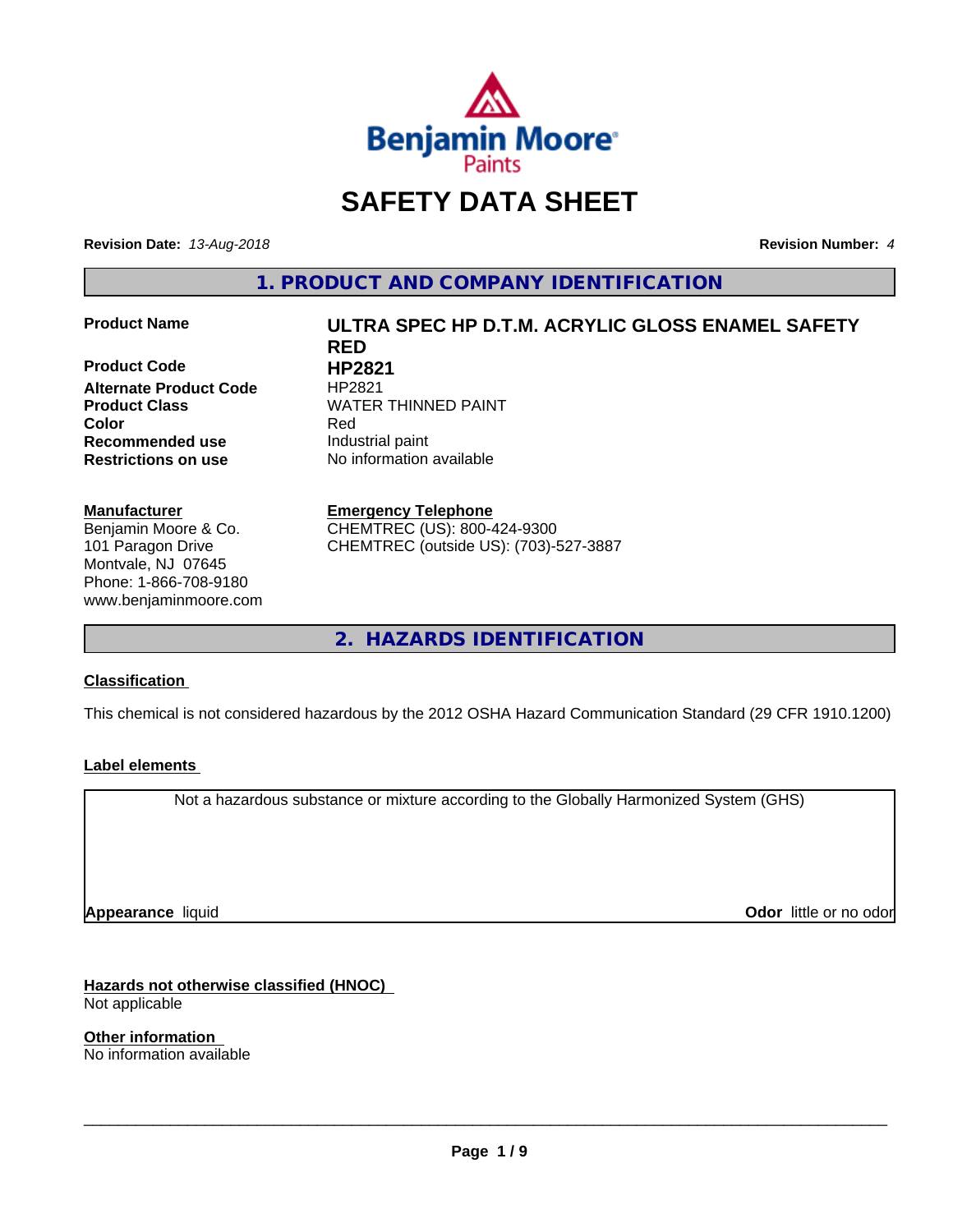Benjamin Moore Paints

# SAFETY DATA SHEET

**Revision Date:** *13-Aug-2018* **Revision Number:** *4*

## 1. PRODUCT AND COMPANY IDENTIFICATION

| | |
|---|---|
| **Product Name** | **ULTRA SPEC HP D.T.M. ACRYLIC GLOSS ENAMEL SAFETY RED** |
| **Product Code** | **HP2821** |
| **Alternate Product Code** | HP2821 |
| **Product Class** | WATER THINNED PAINT |
| **Color** | Red |
| **Recommended use** | Industrial paint |
| **Restrictions on use** | No information available |

**Manufacturer**
Benjamin Moore & Co.
101 Paragon Drive
Montvale, NJ 07645
Phone: 1-866-708-9180
www.benjaminmoore.com

**Emergency Telephone**
CHEMTREC (US): 800-424-9300
CHEMTREC (outside US): (703)-527-3887

## 2. HAZARDS IDENTIFICATION

**Classification**

This chemical is not considered hazardous by the 2012 OSHA Hazard Communication Standard (29 CFR 1910.1200)

**Label elements**

Not a hazardous substance or mixture according to the Globally Harmonized System (GHS)

**Appearance** liquid **Odor** little or no odor

**Hazards not otherwise classified (HNOC)**
Not applicable

**Other information**
No information available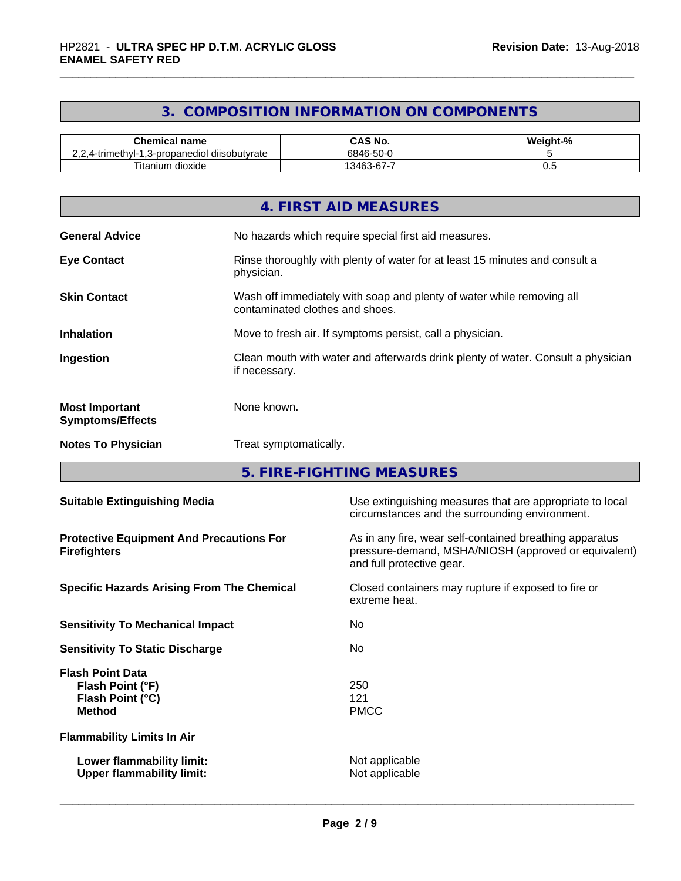## 3. COMPOSITION INFORMATION ON COMPONENTS

| Chemical name | CAS No. | Weight-% |
|---|---|---|
| 2,2,4-trimethyl-1,3-propanediol diisobutyrate | 6846-50-0 | 5 |
| Titanium dioxide | 13463-67-7 | 0.5 |

## 4. FIRST AID MEASURES

**General Advice**
No hazards which require special first aid measures.

**Eye Contact**
Rinse thoroughly with plenty of water for at least 15 minutes and consult a physician.

**Skin Contact**
Wash off immediately with soap and plenty of water while removing all contaminated clothes and shoes.

**Inhalation**
Move to fresh air. If symptoms persist, call a physician.

**Ingestion**
Clean mouth with water and afterwards drink plenty of water. Consult a physician if necessary.

**Most Important Symptoms/Effects**
None known.

**Notes To Physician**
Treat symptomatically.

## 5. FIRE-FIGHTING MEASURES

**Suitable Extinguishing Media**
Use extinguishing measures that are appropriate to local circumstances and the surrounding environment.

**Protective Equipment And Precautions For Firefighters**
As in any fire, wear self-contained breathing apparatus pressure-demand, MSHA/NIOSH (approved or equivalent) and full protective gear.

**Specific Hazards Arising From The Chemical**
Closed containers may rupture if exposed to fire or extreme heat.

**Sensitivity To Mechanical Impact**
No

**Sensitivity To Static Discharge**
No

**Flash Point Data**

- **Flash Point (°F)**: 250
- **Flash Point (°C)**: 121
- **Method**: PMCC

**Flammability Limits In Air**

- **Lower flammability limit:** Not applicable
- **Upper flammability limit:** Not applicable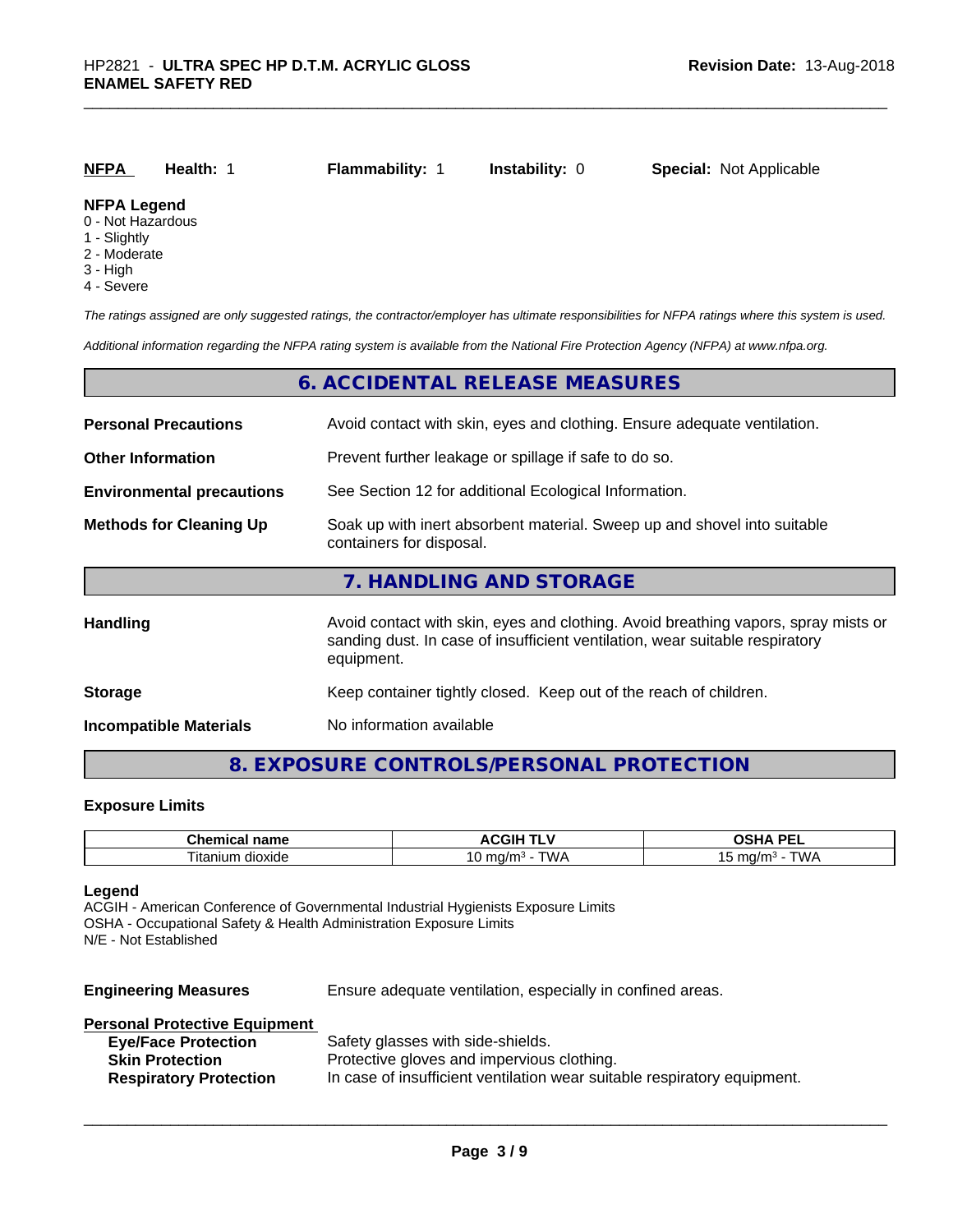| **NFPA** | **Health:** 1 | **Flammability:** 1 | **Instability:** 0 | **Special:** Not Applicable |
|---|---|---|---|---|

**NFPA Legend**
- 0 - Not Hazardous
- 1 - Slightly
- 2 - Moderate
- 3 - High
- 4 - Severe

*The ratings assigned are only suggested ratings, the contractor/employer has ultimate responsibilities for NFPA ratings where this system is used.*

*Additional information regarding the NFPA rating system is available from the National Fire Protection Agency (NFPA) at www.nfpa.org.*

## 6. ACCIDENTAL RELEASE MEASURES

**Personal Precautions** — Avoid contact with skin, eyes and clothing. Ensure adequate ventilation.

**Other Information** — Prevent further leakage or spillage if safe to do so.

**Environmental precautions** — See Section 12 for additional Ecological Information.

**Methods for Cleaning Up** — Soak up with inert absorbent material. Sweep up and shovel into suitable containers for disposal.

## 7. HANDLING AND STORAGE

**Handling** — Avoid contact with skin, eyes and clothing. Avoid breathing vapors, spray mists or sanding dust. In case of insufficient ventilation, wear suitable respiratory equipment.

**Storage** — Keep container tightly closed. Keep out of the reach of children.

**Incompatible Materials** — No information available

## 8. EXPOSURE CONTROLS/PERSONAL PROTECTION

### Exposure Limits

| Chemical name | ACGIH TLV | OSHA PEL |
|---|---|---|
| Titanium dioxide | 10 mg/m³ - TWA | 15 mg/m³ - TWA |

**Legend**
ACGIH - American Conference of Governmental Industrial Hygienists Exposure Limits
OSHA - Occupational Safety & Health Administration Exposure Limits
N/E - Not Established

**Engineering Measures** — Ensure adequate ventilation, especially in confined areas.

**Personal Protective Equipment**
- **Eye/Face Protection** — Safety glasses with side-shields.
- **Skin Protection** — Protective gloves and impervious clothing.
- **Respiratory Protection** — In case of insufficient ventilation wear suitable respiratory equipment.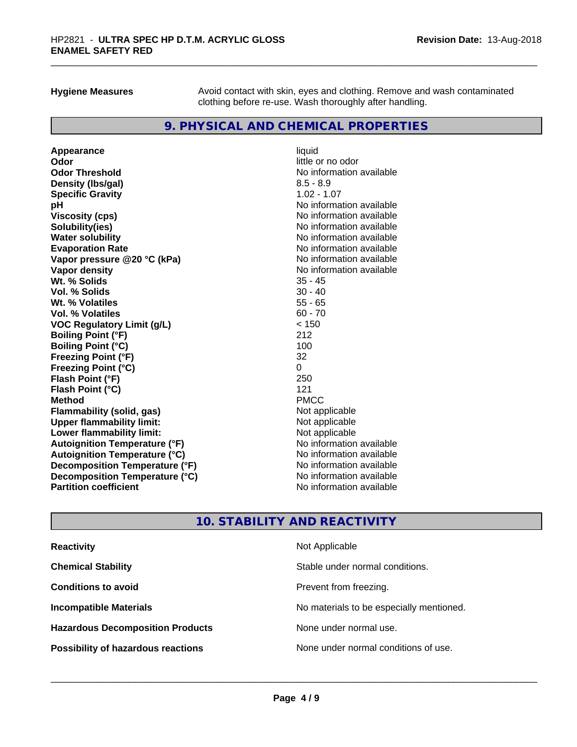| | |
|---|---|
| **Hygiene Measures** | Avoid contact with skin, eyes and clothing. Remove and wash contaminated clothing before re-use. Wash thoroughly after handling. |

## 9. PHYSICAL AND CHEMICAL PROPERTIES

| | |
|---|---|
| **Appearance** | liquid |
| **Odor** | little or no odor |
| **Odor Threshold** | No information available |
| **Density (lbs/gal)** | 8.5 - 8.9 |
| **Specific Gravity** | 1.02 - 1.07 |
| **pH** | No information available |
| **Viscosity (cps)** | No information available |
| **Solubility(ies)** | No information available |
| **Water solubility** | No information available |
| **Evaporation Rate** | No information available |
| **Vapor pressure @20 °C (kPa)** | No information available |
| **Vapor density** | No information available |
| **Wt. % Solids** | 35 - 45 |
| **Vol. % Solids** | 30 - 40 |
| **Wt. % Volatiles** | 55 - 65 |
| **Vol. % Volatiles** | 60 - 70 |
| **VOC Regulatory Limit (g/L)** | < 150 |
| **Boiling Point (°F)** | 212 |
| **Boiling Point (°C)** | 100 |
| **Freezing Point (°F)** | 32 |
| **Freezing Point (°C)** | 0 |
| **Flash Point (°F)** | 250 |
| **Flash Point (°C)** | 121 |
| **Method** | PMCC |
| **Flammability (solid, gas)** | Not applicable |
| **Upper flammability limit:** | Not applicable |
| **Lower flammability limit:** | Not applicable |
| **Autoignition Temperature (°F)** | No information available |
| **Autoignition Temperature (°C)** | No information available |
| **Decomposition Temperature (°F)** | No information available |
| **Decomposition Temperature (°C)** | No information available |
| **Partition coefficient** | No information available |

## 10. STABILITY AND REACTIVITY

| | |
|---|---|
| **Reactivity** | Not Applicable |
| **Chemical Stability** | Stable under normal conditions. |
| **Conditions to avoid** | Prevent from freezing. |
| **Incompatible Materials** | No materials to be especially mentioned. |
| **Hazardous Decomposition Products** | None under normal use. |
| **Possibility of hazardous reactions** | None under normal conditions of use. |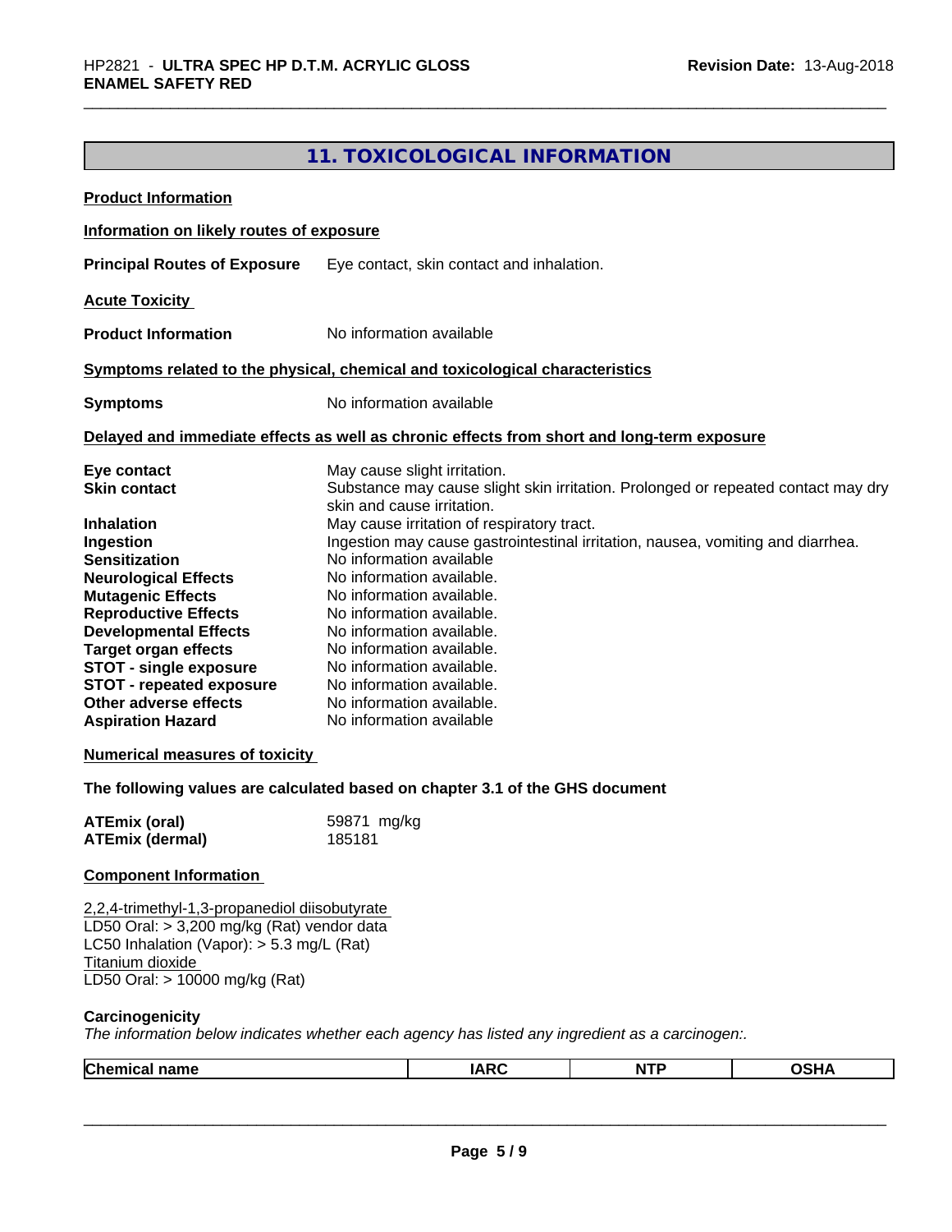## 11. TOXICOLOGICAL INFORMATION

**Product Information**

**Information on likely routes of exposure**

**Principal Routes of Exposure** Eye contact, skin contact and inhalation.

**Acute Toxicity**

**Product Information** No information available

**Symptoms related to the physical, chemical and toxicological characteristics**

**Symptoms** No information available

**Delayed and immediate effects as well as chronic effects from short and long-term exposure**

**Eye contact** May cause slight irritation.
**Skin contact** Substance may cause slight skin irritation. Prolonged or repeated contact may dry skin and cause irritation.
**Inhalation** May cause irritation of respiratory tract.
**Ingestion** Ingestion may cause gastrointestinal irritation, nausea, vomiting and diarrhea.
**Sensitization** No information available
**Neurological Effects** No information available.
**Mutagenic Effects** No information available.
**Reproductive Effects** No information available.
**Developmental Effects** No information available.
**Target organ effects** No information available.
**STOT - single exposure** No information available.
**STOT - repeated exposure** No information available.
**Other adverse effects** No information available.
**Aspiration Hazard** No information available

**Numerical measures of toxicity**

**The following values are calculated based on chapter 3.1 of the GHS document**

**ATEmix (oral)** 59871 mg/kg
**ATEmix (dermal)** 185181

**Component Information**

2,2,4-trimethyl-1,3-propanediol diisobutyrate
LD50 Oral: > 3,200 mg/kg (Rat) vendor data
LC50 Inhalation (Vapor): > 5.3 mg/L (Rat)
Titanium dioxide
LD50 Oral: > 10000 mg/kg (Rat)

**Carcinogenicity**

*The information below indicates whether each agency has listed any ingredient as a carcinogen:.*

| Chemical name | IARC | NTP | OSHA |
|---|---|---|---|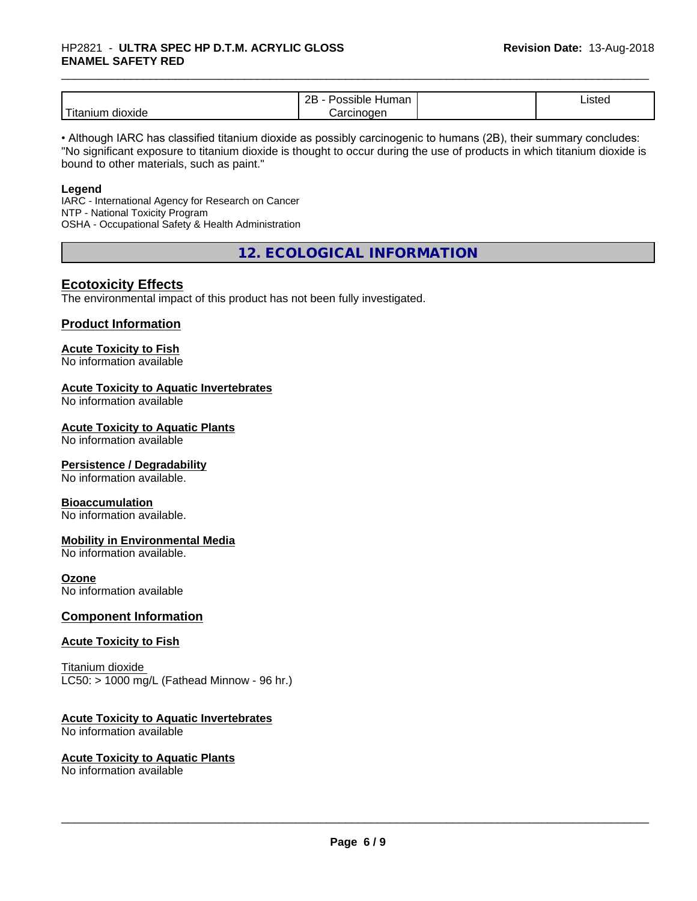|  | 2B - Possible Human Carcinogen |  | Listed |
| --- | --- | --- | --- |
| Titanium dioxide | 2B - Possible Human Carcinogen |  | Listed |

• Although IARC has classified titanium dioxide as possibly carcinogenic to humans (2B), their summary concludes: "No significant exposure to titanium dioxide is thought to occur during the use of products in which titanium dioxide is bound to other materials, such as paint."

**Legend**
IARC - International Agency for Research on Cancer
NTP - National Toxicity Program
OSHA - Occupational Safety & Health Administration

## 12. ECOLOGICAL INFORMATION

### Ecotoxicity Effects

The environmental impact of this product has not been fully investigated.

### Product Information

**Acute Toxicity to Fish**
No information available

**Acute Toxicity to Aquatic Invertebrates**
No information available

**Acute Toxicity to Aquatic Plants**
No information available

**Persistence / Degradability**
No information available.

**Bioaccumulation**
No information available.

**Mobility in Environmental Media**
No information available.

**Ozone**
No information available

### Component Information

**Acute Toxicity to Fish**

Titanium dioxide
LC50: > 1000 mg/L (Fathead Minnow - 96 hr.)

**Acute Toxicity to Aquatic Invertebrates**
No information available

**Acute Toxicity to Aquatic Plants**
No information available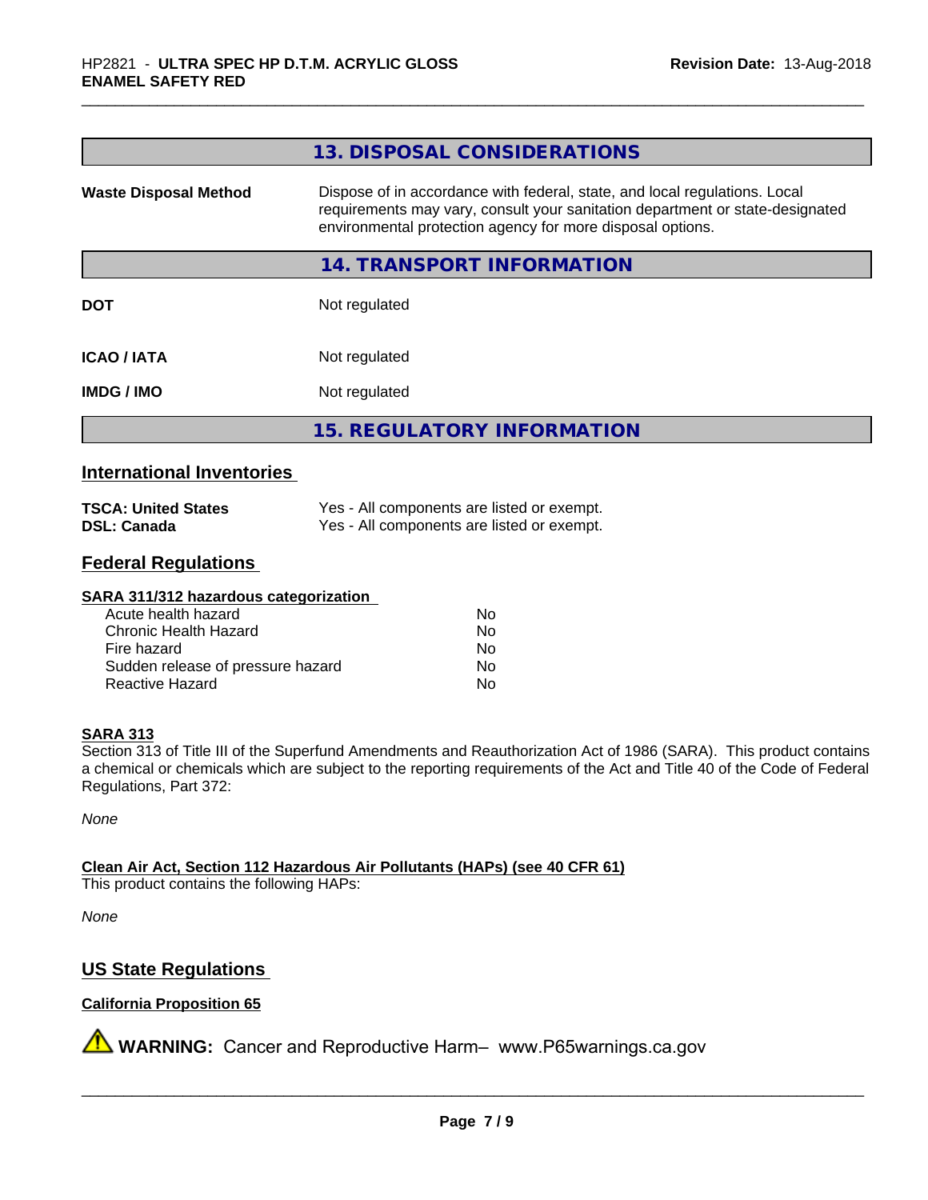## 13. DISPOSAL CONSIDERATIONS

| | |
|---|---|
| **Waste Disposal Method** | Dispose of in accordance with federal, state, and local regulations. Local requirements may vary, consult your sanitation department or state-designated environmental protection agency for more disposal options. |

## 14. TRANSPORT INFORMATION

| | |
|---|---|
| **DOT** | Not regulated |
| **ICAO / IATA** | Not regulated |
| **IMDG / IMO** | Not regulated |

## 15. REGULATORY INFORMATION

### International Inventories

| | |
|---|---|
| **TSCA: United States** | Yes - All components are listed or exempt. |
| **DSL: Canada** | Yes - All components are listed or exempt. |

### Federal Regulations

**SARA 311/312 hazardous categorization**

| | |
|---|---|
| Acute health hazard | No |
| Chronic Health Hazard | No |
| Fire hazard | No |
| Sudden release of pressure hazard | No |
| Reactive Hazard | No |

**SARA 313**

Section 313 of Title III of the Superfund Amendments and Reauthorization Act of 1986 (SARA). This product contains a chemical or chemicals which are subject to the reporting requirements of the Act and Title 40 of the Code of Federal Regulations, Part 372:

*None*

**Clean Air Act, Section 112 Hazardous Air Pollutants (HAPs) (see 40 CFR 61)**

This product contains the following HAPs:

*None*

### US State Regulations

**California Proposition 65**

⚠ **WARNING:** Cancer and Reproductive Harm– www.P65warnings.ca.gov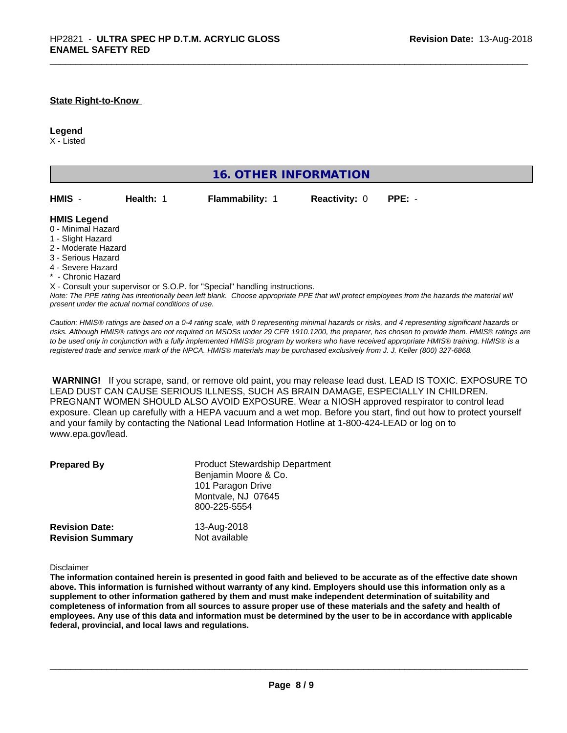**State Right-to-Know**

**Legend**
X - Listed

## 16. OTHER INFORMATION

| **HMIS** - | **Health:** 1 | **Flammability:** 1 | **Reactivity:** 0 | **PPE:** - |
|---|---|---|---|---|

**HMIS Legend**
0 - Minimal Hazard
1 - Slight Hazard
2 - Moderate Hazard
3 - Serious Hazard
4 - Severe Hazard
* - Chronic Hazard
X - Consult your supervisor or S.O.P. for "Special" handling instructions.

*Note: The PPE rating has intentionally been left blank. Choose appropriate PPE that will protect employees from the hazards the material will present under the actual normal conditions of use.*

*Caution: HMIS® ratings are based on a 0-4 rating scale, with 0 representing minimal hazards or risks, and 4 representing significant hazards or risks. Although HMIS® ratings are not required on MSDSs under 29 CFR 1910.1200, the preparer, has chosen to provide them. HMIS® ratings are to be used only in conjunction with a fully implemented HMIS® program by workers who have received appropriate HMIS® training. HMIS® is a registered trade and service mark of the NPCA. HMIS® materials may be purchased exclusively from J. J. Keller (800) 327-6868.*

**WARNING!** If you scrape, sand, or remove old paint, you may release lead dust. LEAD IS TOXIC. EXPOSURE TO LEAD DUST CAN CAUSE SERIOUS ILLNESS, SUCH AS BRAIN DAMAGE, ESPECIALLY IN CHILDREN. PREGNANT WOMEN SHOULD ALSO AVOID EXPOSURE. Wear a NIOSH approved respirator to control lead exposure. Clean up carefully with a HEPA vacuum and a wet mop. Before you start, find out how to protect yourself and your family by contacting the National Lead Information Hotline at 1-800-424-LEAD or log on to www.epa.gov/lead.

**Prepared By**
Product Stewardship Department
Benjamin Moore & Co.
101 Paragon Drive
Montvale, NJ 07645
800-225-5554

**Revision Date:** 13-Aug-2018
**Revision Summary** Not available

Disclaimer

**The information contained herein is presented in good faith and believed to be accurate as of the effective date shown above. This information is furnished without warranty of any kind. Employers should use this information only as a supplement to other information gathered by them and must make independent determination of suitability and completeness of information from all sources to assure proper use of these materials and the safety and health of employees. Any use of this data and information must be determined by the user to be in accordance with applicable federal, provincial, and local laws and regulations.**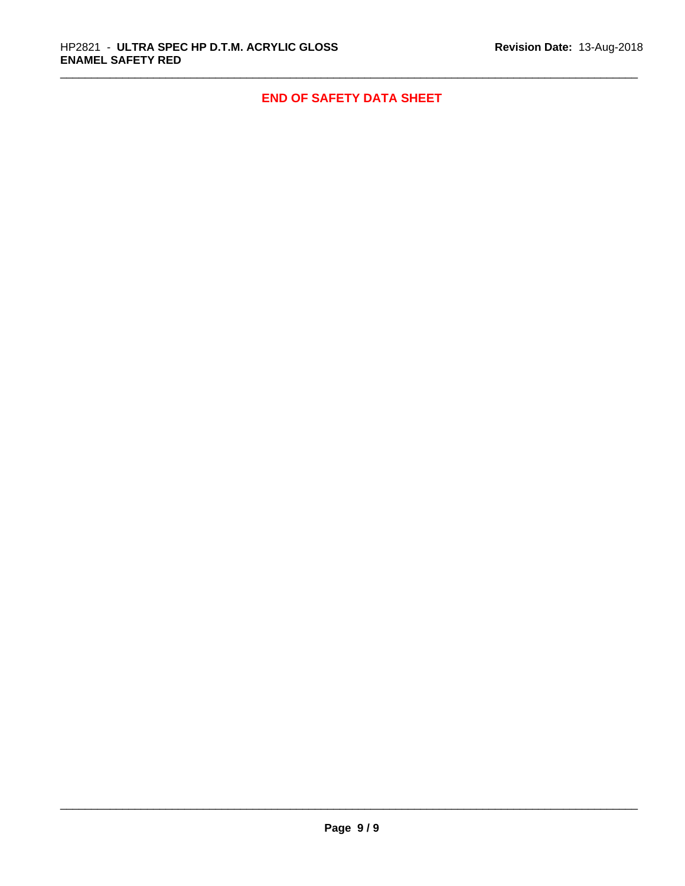**END OF SAFETY DATA SHEET**